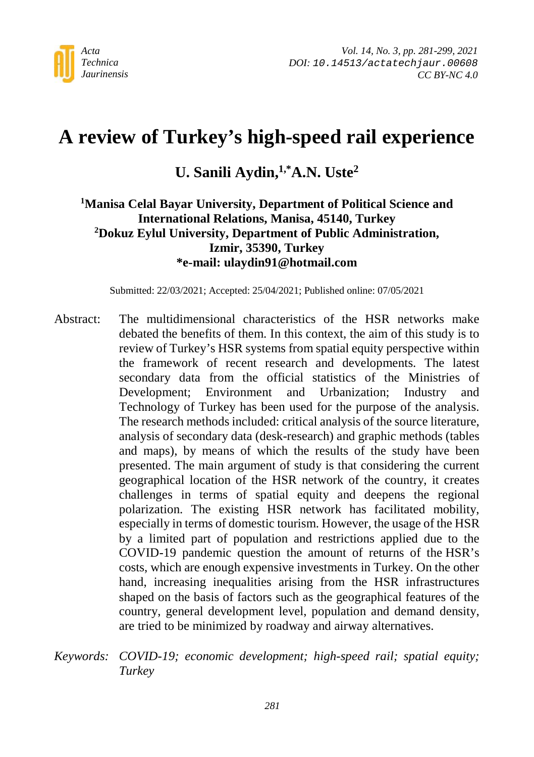# A review of Turkey's high-speed rail experience

**U. Sanili Aydin,[1,*] A.N. Uste[2]**

**[1]Manisa Celal Bayar University, Department of Political Science and International Relations, Manisa, 45140, Turkey**
**[2]Dokuz Eylul University, Department of Public Administration, Izmir, 35390, Turkey**
**\*e-mail: ulaydin91@hotmail.com**

Submitted: 22/03/2021; Accepted: 25/04/2021; Published online: 07/05/2021

Abstract: The multidimensional characteristics of the HSR networks make debated the benefits of them. In this context, the aim of this study is to review of Turkey's HSR systems from spatial equity perspective within the framework of recent research and developments. The latest secondary data from the official statistics of the Ministries of Development; Environment and Urbanization; Industry and Technology of Turkey has been used for the purpose of the analysis. The research methods included: critical analysis of the source literature, analysis of secondary data (desk-research) and graphic methods (tables and maps), by means of which the results of the study have been presented. The main argument of study is that considering the current geographical location of the HSR network of the country, it creates challenges in terms of spatial equity and deepens the regional polarization. The existing HSR network has facilitated mobility, especially in terms of domestic tourism. However, the usage of the HSR by a limited part of population and restrictions applied due to the COVID-19 pandemic question the amount of returns of the HSR's costs, which are enough expensive investments in Turkey. On the other hand, increasing inequalities arising from the HSR infrastructures shaped on the basis of factors such as the geographical features of the country, general development level, population and demand density, are tried to be minimized by roadway and airway alternatives.

*Keywords: COVID-19; economic development; high-speed rail; spatial equity; Turkey*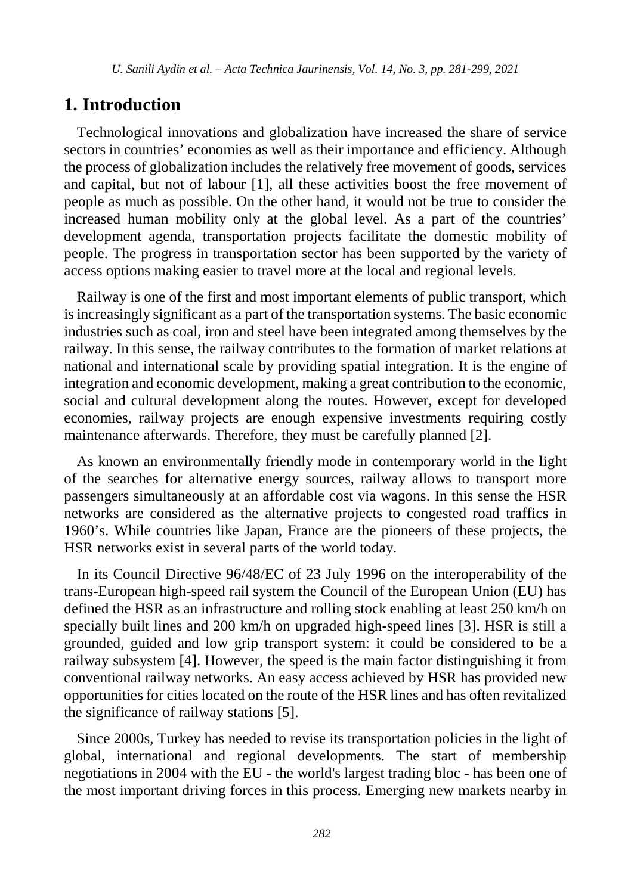# 1. Introduction

Technological innovations and globalization have increased the share of service sectors in countries' economies as well as their importance and efficiency. Although the process of globalization includes the relatively free movement of goods, services and capital, but not of labour [1], all these activities boost the free movement of people as much as possible. On the other hand, it would not be true to consider the increased human mobility only at the global level. As a part of the countries' development agenda, transportation projects facilitate the domestic mobility of people. The progress in transportation sector has been supported by the variety of access options making easier to travel more at the local and regional levels.

Railway is one of the first and most important elements of public transport, which is increasingly significant as a part of the transportation systems. The basic economic industries such as coal, iron and steel have been integrated among themselves by the railway. In this sense, the railway contributes to the formation of market relations at national and international scale by providing spatial integration. It is the engine of integration and economic development, making a great contribution to the economic, social and cultural development along the routes. However, except for developed economies, railway projects are enough expensive investments requiring costly maintenance afterwards. Therefore, they must be carefully planned [2].

As known an environmentally friendly mode in contemporary world in the light of the searches for alternative energy sources, railway allows to transport more passengers simultaneously at an affordable cost via wagons. In this sense the HSR networks are considered as the alternative projects to congested road traffics in 1960's. While countries like Japan, France are the pioneers of these projects, the HSR networks exist in several parts of the world today.

In its Council Directive 96/48/EC of 23 July 1996 on the interoperability of the trans-European high-speed rail system the Council of the European Union (EU) has defined the HSR as an infrastructure and rolling stock enabling at least 250 km/h on specially built lines and 200 km/h on upgraded high-speed lines [3]. HSR is still a grounded, guided and low grip transport system: it could be considered to be a railway subsystem [4]. However, the speed is the main factor distinguishing it from conventional railway networks. An easy access achieved by HSR has provided new opportunities for cities located on the route of the HSR lines and has often revitalized the significance of railway stations [5].

Since 2000s, Turkey has needed to revise its transportation policies in the light of global, international and regional developments. The start of membership negotiations in 2004 with the EU - the world's largest trading bloc - has been one of the most important driving forces in this process. Emerging new markets nearby in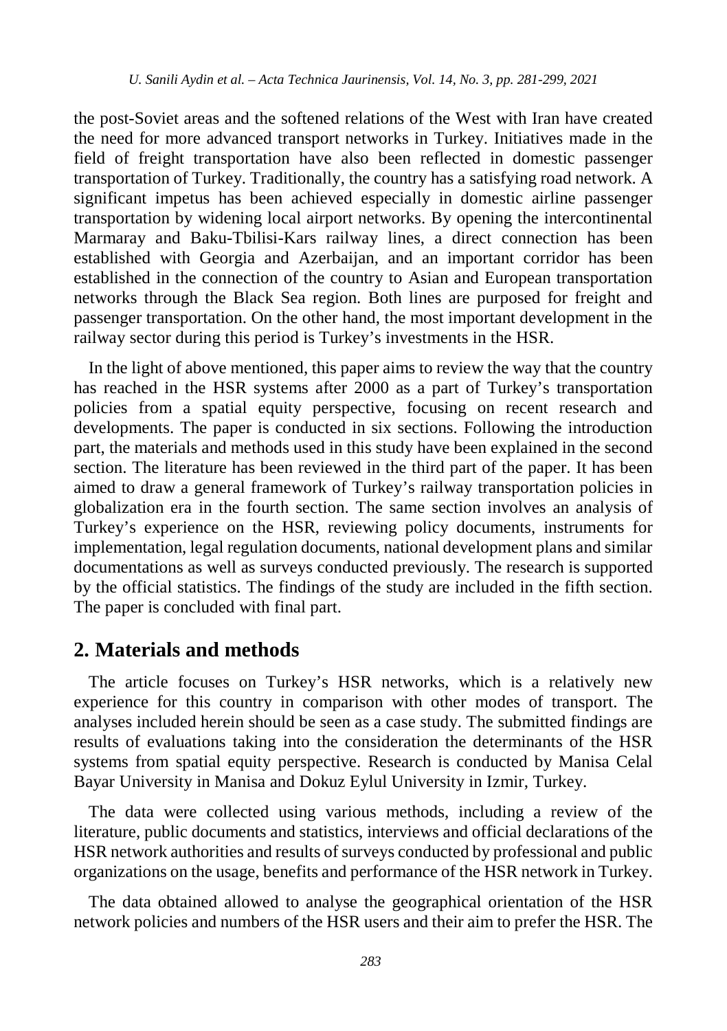the post-Soviet areas and the softened relations of the West with Iran have created the need for more advanced transport networks in Turkey. Initiatives made in the field of freight transportation have also been reflected in domestic passenger transportation of Turkey. Traditionally, the country has a satisfying road network. A significant impetus has been achieved especially in domestic airline passenger transportation by widening local airport networks. By opening the intercontinental Marmaray and Baku-Tbilisi-Kars railway lines, a direct connection has been established with Georgia and Azerbaijan, and an important corridor has been established in the connection of the country to Asian and European transportation networks through the Black Sea region. Both lines are purposed for freight and passenger transportation. On the other hand, the most important development in the railway sector during this period is Turkey's investments in the HSR.

In the light of above mentioned, this paper aims to review the way that the country has reached in the HSR systems after 2000 as a part of Turkey's transportation policies from a spatial equity perspective, focusing on recent research and developments. The paper is conducted in six sections. Following the introduction part, the materials and methods used in this study have been explained in the second section. The literature has been reviewed in the third part of the paper. It has been aimed to draw a general framework of Turkey's railway transportation policies in globalization era in the fourth section. The same section involves an analysis of Turkey's experience on the HSR, reviewing policy documents, instruments for implementation, legal regulation documents, national development plans and similar documentations as well as surveys conducted previously. The research is supported by the official statistics. The findings of the study are included in the fifth section. The paper is concluded with final part.

## 2. Materials and methods

The article focuses on Turkey's HSR networks, which is a relatively new experience for this country in comparison with other modes of transport. The analyses included herein should be seen as a case study. The submitted findings are results of evaluations taking into the consideration the determinants of the HSR systems from spatial equity perspective. Research is conducted by Manisa Celal Bayar University in Manisa and Dokuz Eylul University in Izmir, Turkey.

The data were collected using various methods, including a review of the literature, public documents and statistics, interviews and official declarations of the HSR network authorities and results of surveys conducted by professional and public organizations on the usage, benefits and performance of the HSR network in Turkey.

The data obtained allowed to analyse the geographical orientation of the HSR network policies and numbers of the HSR users and their aim to prefer the HSR. The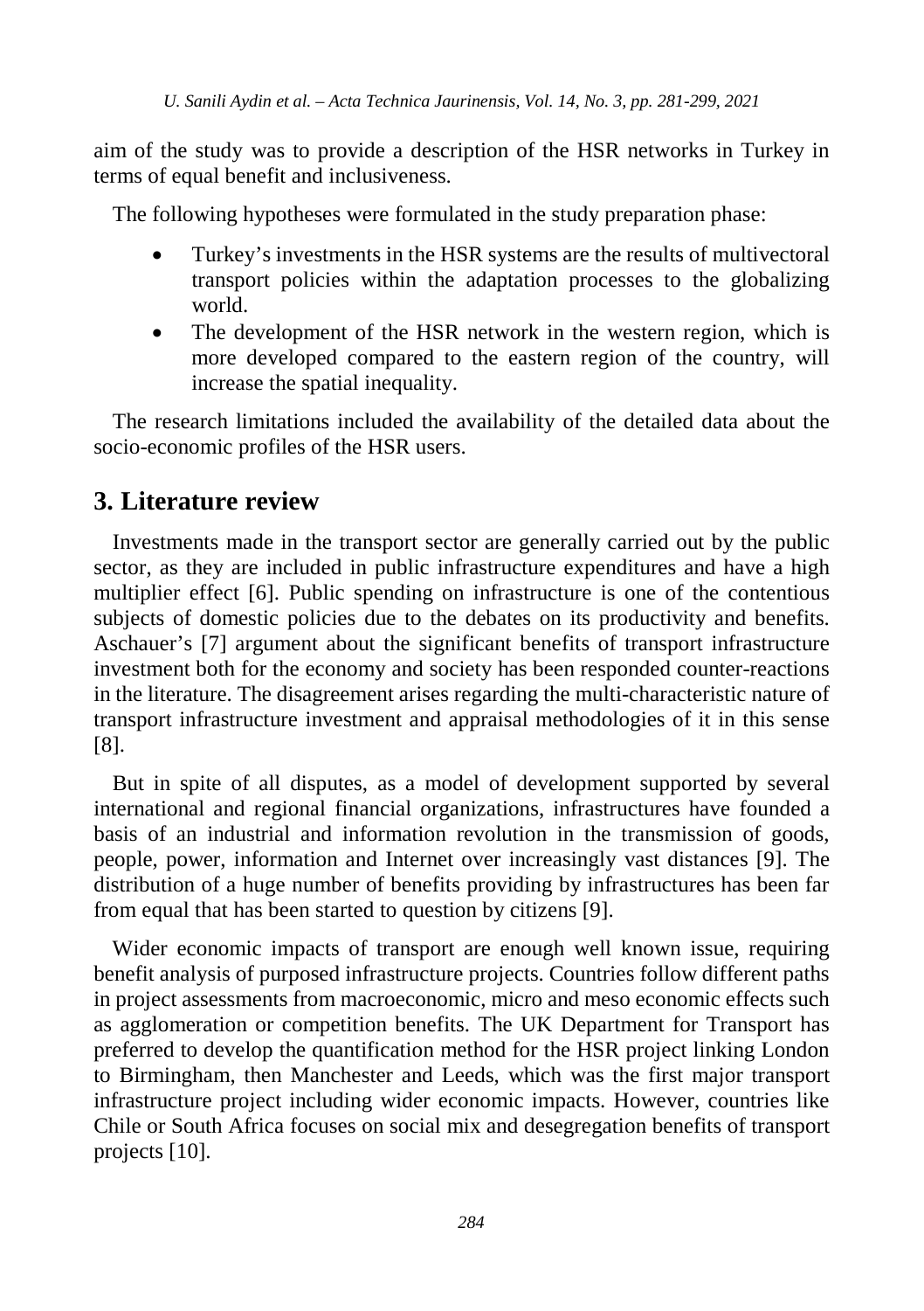aim of the study was to provide a description of the HSR networks in Turkey in terms of equal benefit and inclusiveness.

The following hypotheses were formulated in the study preparation phase:

- Turkey's investments in the HSR systems are the results of multivectoral transport policies within the adaptation processes to the globalizing world.
- The development of the HSR network in the western region, which is more developed compared to the eastern region of the country, will increase the spatial inequality.

The research limitations included the availability of the detailed data about the socio-economic profiles of the HSR users.

## 3. Literature review

Investments made in the transport sector are generally carried out by the public sector, as they are included in public infrastructure expenditures and have a high multiplier effect [6]. Public spending on infrastructure is one of the contentious subjects of domestic policies due to the debates on its productivity and benefits. Aschauer's [7] argument about the significant benefits of transport infrastructure investment both for the economy and society has been responded counter-reactions in the literature. The disagreement arises regarding the multi-characteristic nature of transport infrastructure investment and appraisal methodologies of it in this sense [8].

But in spite of all disputes, as a model of development supported by several international and regional financial organizations, infrastructures have founded a basis of an industrial and information revolution in the transmission of goods, people, power, information and Internet over increasingly vast distances [9]. The distribution of a huge number of benefits providing by infrastructures has been far from equal that has been started to question by citizens [9].

Wider economic impacts of transport are enough well known issue, requiring benefit analysis of purposed infrastructure projects. Countries follow different paths in project assessments from macroeconomic, micro and meso economic effects such as agglomeration or competition benefits. The UK Department for Transport has preferred to develop the quantification method for the HSR project linking London to Birmingham, then Manchester and Leeds, which was the first major transport infrastructure project including wider economic impacts. However, countries like Chile or South Africa focuses on social mix and desegregation benefits of transport projects [10].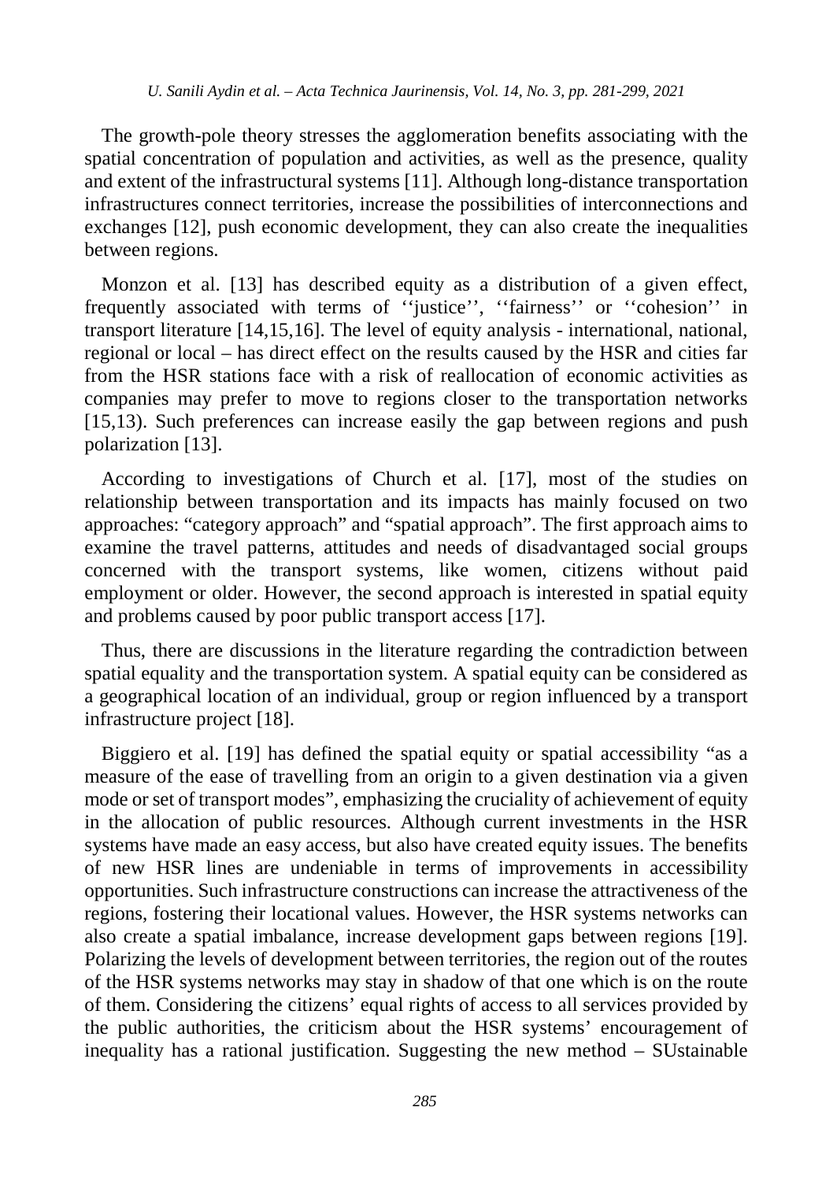The growth-pole theory stresses the agglomeration benefits associating with the spatial concentration of population and activities, as well as the presence, quality and extent of the infrastructural systems [11]. Although long-distance transportation infrastructures connect territories, increase the possibilities of interconnections and exchanges [12], push economic development, they can also create the inequalities between regions.

Monzon et al. [13] has described equity as a distribution of a given effect, frequently associated with terms of ''justice'', ''fairness'' or ''cohesion'' in transport literature [14,15,16]. The level of equity analysis - international, national, regional or local – has direct effect on the results caused by the HSR and cities far from the HSR stations face with a risk of reallocation of economic activities as companies may prefer to move to regions closer to the transportation networks [15,13]. Such preferences can increase easily the gap between regions and push polarization [13].

According to investigations of Church et al. [17], most of the studies on relationship between transportation and its impacts has mainly focused on two approaches: "category approach" and "spatial approach". The first approach aims to examine the travel patterns, attitudes and needs of disadvantaged social groups concerned with the transport systems, like women, citizens without paid employment or older. However, the second approach is interested in spatial equity and problems caused by poor public transport access [17].

Thus, there are discussions in the literature regarding the contradiction between spatial equality and the transportation system. A spatial equity can be considered as a geographical location of an individual, group or region influenced by a transport infrastructure project [18].

Biggiero et al. [19] has defined the spatial equity or spatial accessibility "as a measure of the ease of travelling from an origin to a given destination via a given mode or set of transport modes", emphasizing the cruciality of achievement of equity in the allocation of public resources. Although current investments in the HSR systems have made an easy access, but also have created equity issues. The benefits of new HSR lines are undeniable in terms of improvements in accessibility opportunities. Such infrastructure constructions can increase the attractiveness of the regions, fostering their locational values. However, the HSR systems networks can also create a spatial imbalance, increase development gaps between regions [19]. Polarizing the levels of development between territories, the region out of the routes of the HSR systems networks may stay in shadow of that one which is on the route of them. Considering the citizens' equal rights of access to all services provided by the public authorities, the criticism about the HSR systems' encouragement of inequality has a rational justification. Suggesting the new method – SUstainable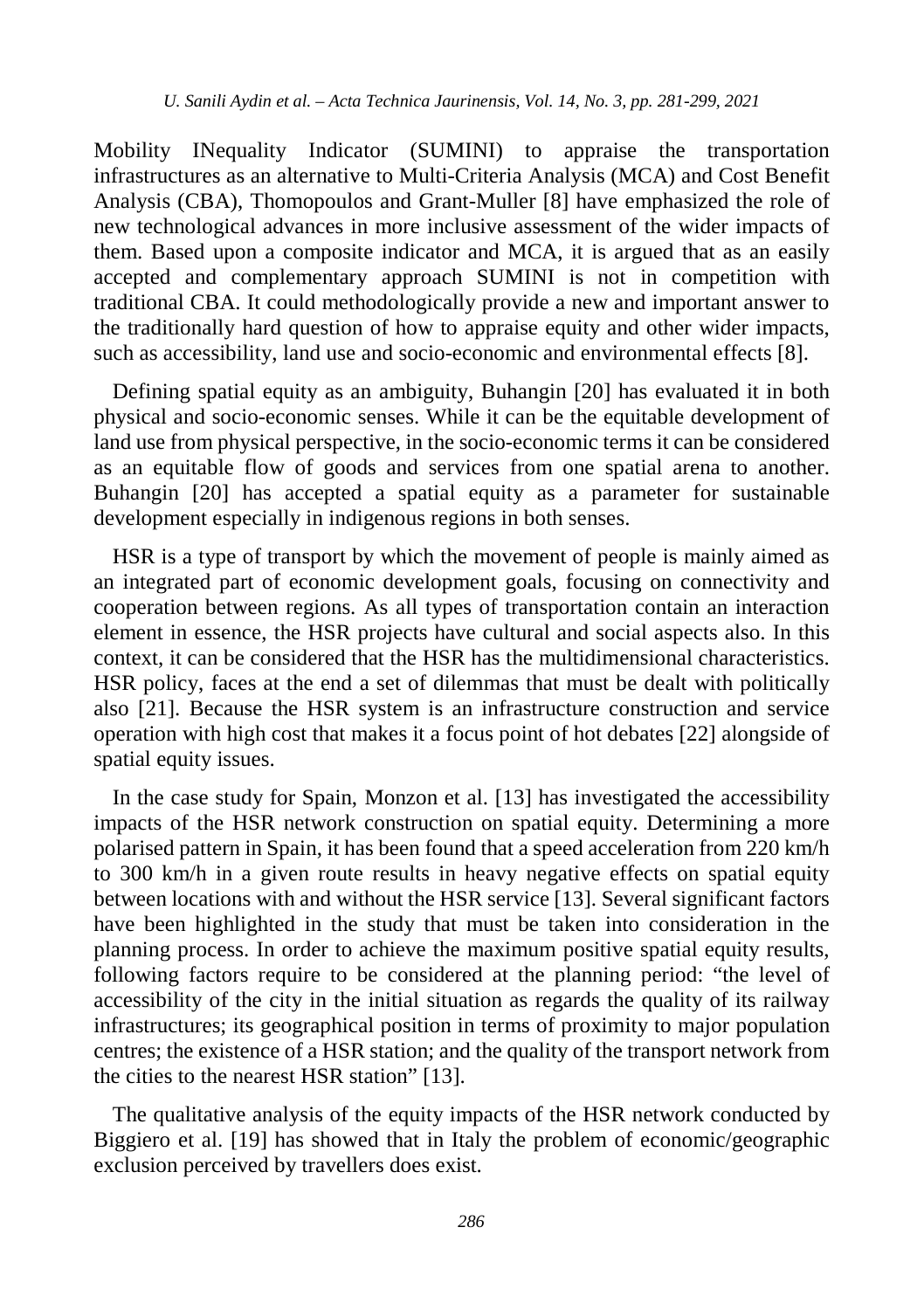Mobility INequality Indicator (SUMINI) to appraise the transportation infrastructures as an alternative to Multi-Criteria Analysis (MCA) and Cost Benefit Analysis (CBA), Thomopoulos and Grant-Muller [8] have emphasized the role of new technological advances in more inclusive assessment of the wider impacts of them. Based upon a composite indicator and MCA, it is argued that as an easily accepted and complementary approach SUMINI is not in competition with traditional CBA. It could methodologically provide a new and important answer to the traditionally hard question of how to appraise equity and other wider impacts, such as accessibility, land use and socio-economic and environmental effects [8].

Defining spatial equity as an ambiguity, Buhangin [20] has evaluated it in both physical and socio-economic senses. While it can be the equitable development of land use from physical perspective, in the socio-economic terms it can be considered as an equitable flow of goods and services from one spatial arena to another. Buhangin [20] has accepted a spatial equity as a parameter for sustainable development especially in indigenous regions in both senses.

HSR is a type of transport by which the movement of people is mainly aimed as an integrated part of economic development goals, focusing on connectivity and cooperation between regions. As all types of transportation contain an interaction element in essence, the HSR projects have cultural and social aspects also. In this context, it can be considered that the HSR has the multidimensional characteristics. HSR policy, faces at the end a set of dilemmas that must be dealt with politically also [21]. Because the HSR system is an infrastructure construction and service operation with high cost that makes it a focus point of hot debates [22] alongside of spatial equity issues.

In the case study for Spain, Monzon et al. [13] has investigated the accessibility impacts of the HSR network construction on spatial equity. Determining a more polarised pattern in Spain, it has been found that a speed acceleration from 220 km/h to 300 km/h in a given route results in heavy negative effects on spatial equity between locations with and without the HSR service [13]. Several significant factors have been highlighted in the study that must be taken into consideration in the planning process. In order to achieve the maximum positive spatial equity results, following factors require to be considered at the planning period: "the level of accessibility of the city in the initial situation as regards the quality of its railway infrastructures; its geographical position in terms of proximity to major population centres; the existence of a HSR station; and the quality of the transport network from the cities to the nearest HSR station" [13].

The qualitative analysis of the equity impacts of the HSR network conducted by Biggiero et al. [19] has showed that in Italy the problem of economic/geographic exclusion perceived by travellers does exist.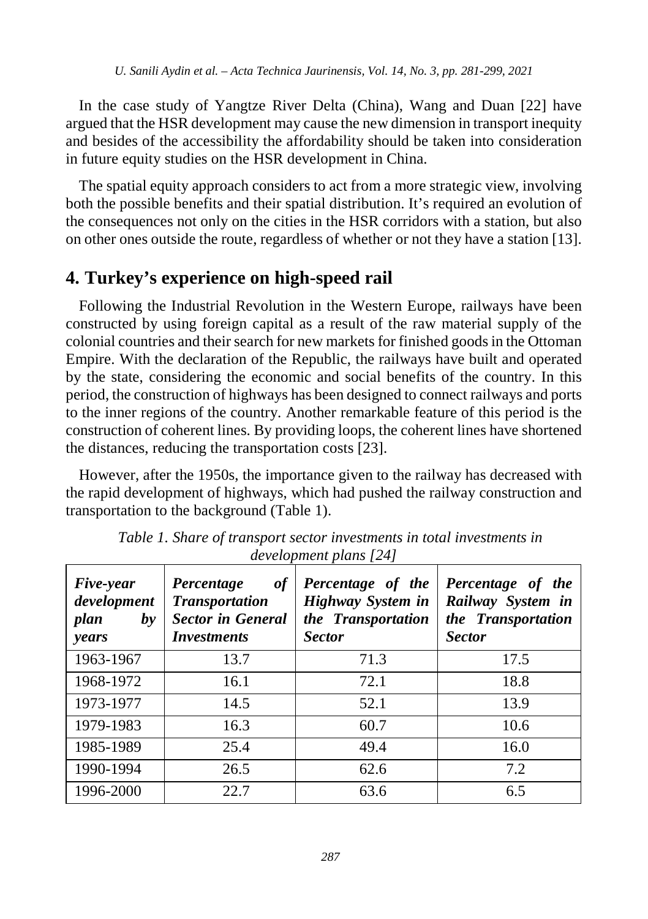In the case study of Yangtze River Delta (China), Wang and Duan [22] have argued that the HSR development may cause the new dimension in transport inequity and besides of the accessibility the affordability should be taken into consideration in future equity studies on the HSR development in China.

The spatial equity approach considers to act from a more strategic view, involving both the possible benefits and their spatial distribution. It's required an evolution of the consequences not only on the cities in the HSR corridors with a station, but also on other ones outside the route, regardless of whether or not they have a station [13].

## 4. Turkey's experience on high-speed rail

Following the Industrial Revolution in the Western Europe, railways have been constructed by using foreign capital as a result of the raw material supply of the colonial countries and their search for new markets for finished goods in the Ottoman Empire. With the declaration of the Republic, the railways have built and operated by the state, considering the economic and social benefits of the country. In this period, the construction of highways has been designed to connect railways and ports to the inner regions of the country. Another remarkable feature of this period is the construction of coherent lines. By providing loops, the coherent lines have shortened the distances, reducing the transportation costs [23].

However, after the 1950s, the importance given to the railway has decreased with the rapid development of highways, which had pushed the railway construction and transportation to the background (Table 1).

*Table 1. Share of transport sector investments in total investments in development plans [24]*

| ***Five-year development plan by years*** | ***Percentage of Transportation Sector in General Investments*** | ***Percentage of the Highway System in the Transportation Sector*** | ***Percentage of the Railway System in the Transportation Sector*** |
|---|---|---|---|
| 1963-1967 | 13.7 | 71.3 | 17.5 |
| 1968-1972 | 16.1 | 72.1 | 18.8 |
| 1973-1977 | 14.5 | 52.1 | 13.9 |
| 1979-1983 | 16.3 | 60.7 | 10.6 |
| 1985-1989 | 25.4 | 49.4 | 16.0 |
| 1990-1994 | 26.5 | 62.6 | 7.2 |
| 1996-2000 | 22.7 | 63.6 | 6.5 |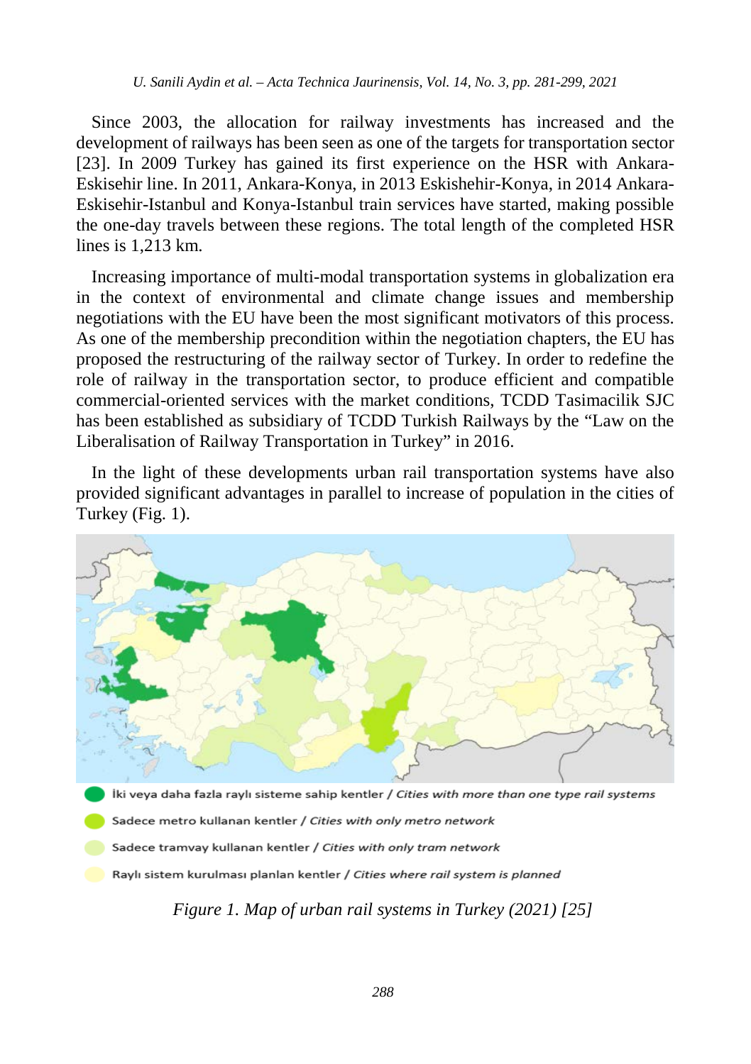Since 2003, the allocation for railway investments has increased and the development of railways has been seen as one of the targets for transportation sector [23]. In 2009 Turkey has gained its first experience on the HSR with Ankara-Eskisehir line. In 2011, Ankara-Konya, in 2013 Eskishehir-Konya, in 2014 Ankara-Eskisehir-Istanbul and Konya-Istanbul train services have started, making possible the one-day travels between these regions. The total length of the completed HSR lines is 1,213 km.

Increasing importance of multi-modal transportation systems in globalization era in the context of environmental and climate change issues and membership negotiations with the EU have been the most significant motivators of this process. As one of the membership precondition within the negotiation chapters, the EU has proposed the restructuring of the railway sector of Turkey. In order to redefine the role of railway in the transportation sector, to produce efficient and compatible commercial-oriented services with the market conditions, TCDD Tasimacilik SJC has been established as subsidiary of TCDD Turkish Railways by the "Law on the Liberalisation of Railway Transportation in Turkey" in 2016.

In the light of these developments urban rail transportation systems have also provided significant advantages in parallel to increase of population in the cities of Turkey (Fig. 1).

İki veya daha fazla raylı sisteme sahip kentler / *Cities with more than one type rail systems*

Sadece metro kullanan kentler / *Cities with only metro network*

Sadece tramvay kullanan kentler / *Cities with only tram network*

Raylı sistem kurulması planlan kentler / *Cities where rail system is planned*

*Figure 1. Map of urban rail systems in Turkey (2021) [25]*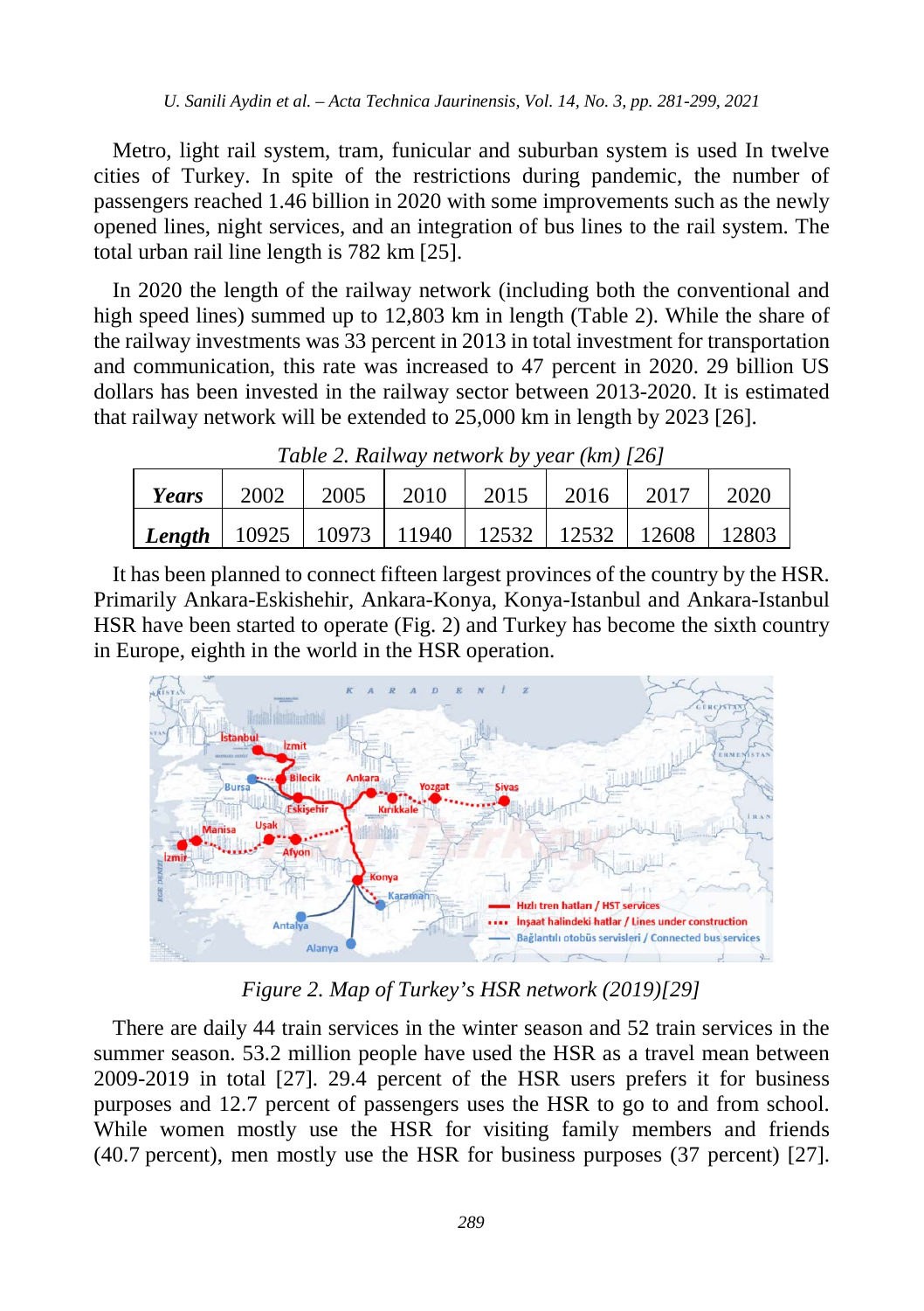Metro, light rail system, tram, funicular and suburban system is used In twelve cities of Turkey. In spite of the restrictions during pandemic, the number of passengers reached 1.46 billion in 2020 with some improvements such as the newly opened lines, night services, and an integration of bus lines to the rail system. The total urban rail line length is 782 km [25].

In 2020 the length of the railway network (including both the conventional and high speed lines) summed up to 12,803 km in length (Table 2). While the share of the railway investments was 33 percent in 2013 in total investment for transportation and communication, this rate was increased to 47 percent in 2020. 29 billion US dollars has been invested in the railway sector between 2013-2020. It is estimated that railway network will be extended to 25,000 km in length by 2023 [26].

*Table 2. Railway network by year (km) [26]*

| ***Years*** | 2002 | 2005 | 2010 | 2015 | 2016 | 2017 | 2020 |
|---|---|---|---|---|---|---|---|
| ***Length*** | 10925 | 10973 | 11940 | 12532 | 12532 | 12608 | 12803 |

It has been planned to connect fifteen largest provinces of the country by the HSR. Primarily Ankara-Eskishehir, Ankara-Konya, Konya-Istanbul and Ankara-Istanbul HSR have been started to operate (Fig. 2) and Turkey has become the sixth country in Europe, eighth in the world in the HSR operation.

*Figure 2. Map of Turkey's HSR network (2019)[29]*

There are daily 44 train services in the winter season and 52 train services in the summer season. 53.2 million people have used the HSR as a travel mean between 2009-2019 in total [27]. 29.4 percent of the HSR users prefers it for business purposes and 12.7 percent of passengers uses the HSR to go to and from school. While women mostly use the HSR for visiting family members and friends (40.7 percent), men mostly use the HSR for business purposes (37 percent) [27].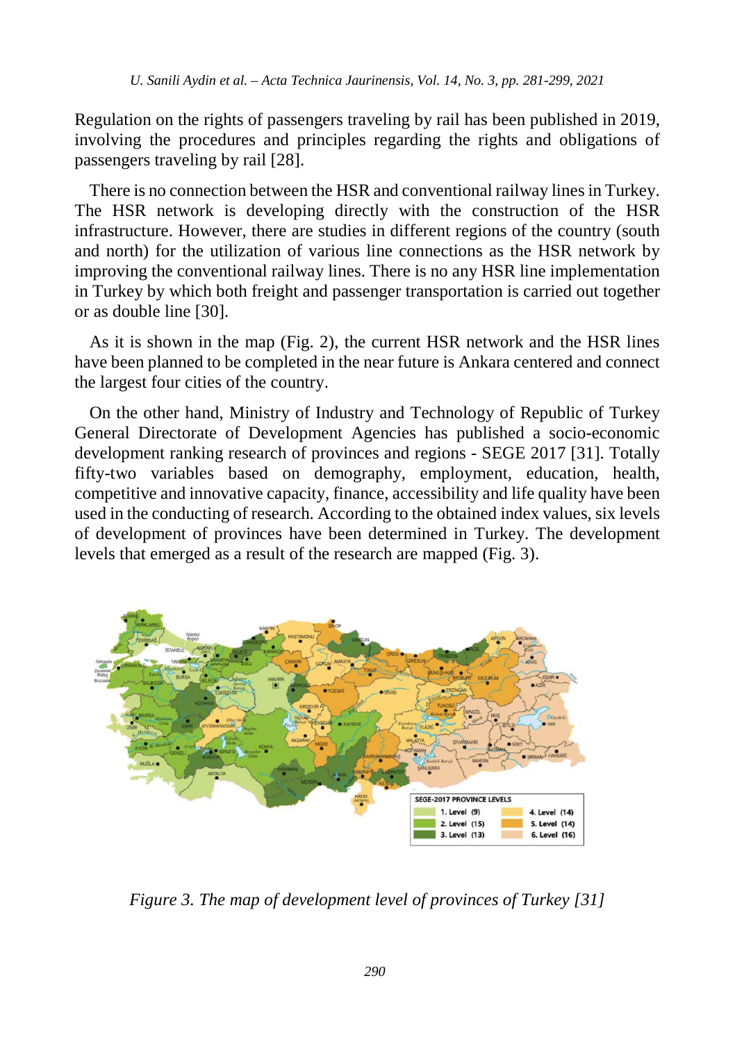Regulation on the rights of passengers traveling by rail has been published in 2019, involving the procedures and principles regarding the rights and obligations of passengers traveling by rail [28].

There is no connection between the HSR and conventional railway lines in Turkey. The HSR network is developing directly with the construction of the HSR infrastructure. However, there are studies in different regions of the country (south and north) for the utilization of various line connections as the HSR network by improving the conventional railway lines. There is no any HSR line implementation in Turkey by which both freight and passenger transportation is carried out together or as double line [30].

As it is shown in the map (Fig. 2), the current HSR network and the HSR lines have been planned to be completed in the near future is Ankara centered and connect the largest four cities of the country.

On the other hand, Ministry of Industry and Technology of Republic of Turkey General Directorate of Development Agencies has published a socio-economic development ranking research of provinces and regions - SEGE 2017 [31]. Totally fifty-two variables based on demography, employment, education, health, competitive and innovative capacity, finance, accessibility and life quality have been used in the conducting of research. According to the obtained index values, six levels of development of provinces have been determined in Turkey. The development levels that emerged as a result of the research are mapped (Fig. 3).

*Figure 3. The map of development level of provinces of Turkey [31]*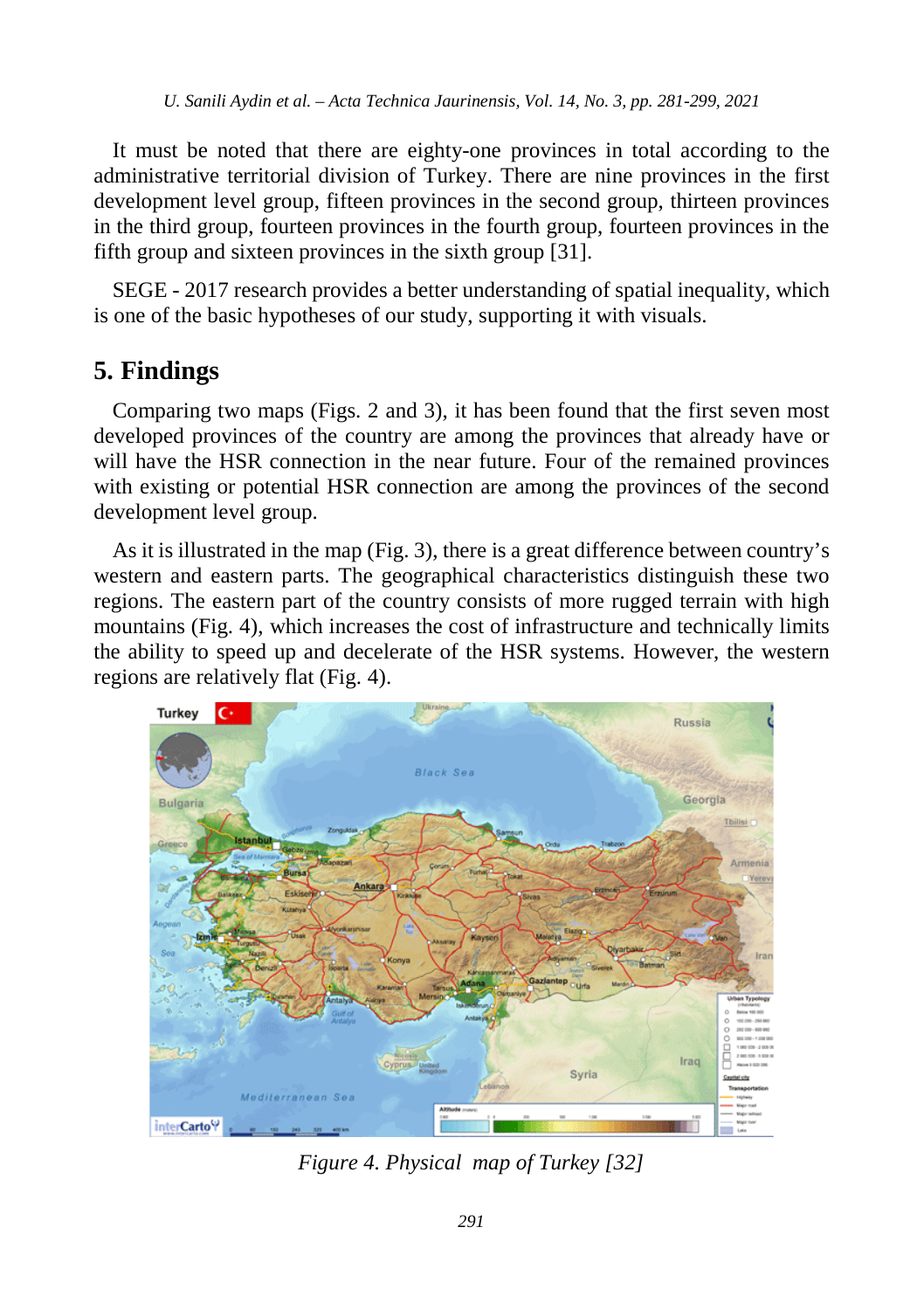It must be noted that there are eighty-one provinces in total according to the administrative territorial division of Turkey. There are nine provinces in the first development level group, fifteen provinces in the second group, thirteen provinces in the third group, fourteen provinces in the fourth group, fourteen provinces in the fifth group and sixteen provinces in the sixth group [31].

SEGE - 2017 research provides a better understanding of spatial inequality, which is one of the basic hypotheses of our study, supporting it with visuals.

## 5. Findings

Comparing two maps (Figs. 2 and 3), it has been found that the first seven most developed provinces of the country are among the provinces that already have or will have the HSR connection in the near future. Four of the remained provinces with existing or potential HSR connection are among the provinces of the second development level group.

As it is illustrated in the map (Fig. 3), there is a great difference between country's western and eastern parts. The geographical characteristics distinguish these two regions. The eastern part of the country consists of more rugged terrain with high mountains (Fig. 4), which increases the cost of infrastructure and technically limits the ability to speed up and decelerate of the HSR systems. However, the western regions are relatively flat (Fig. 4).

*Figure 4. Physical map of Turkey [32]*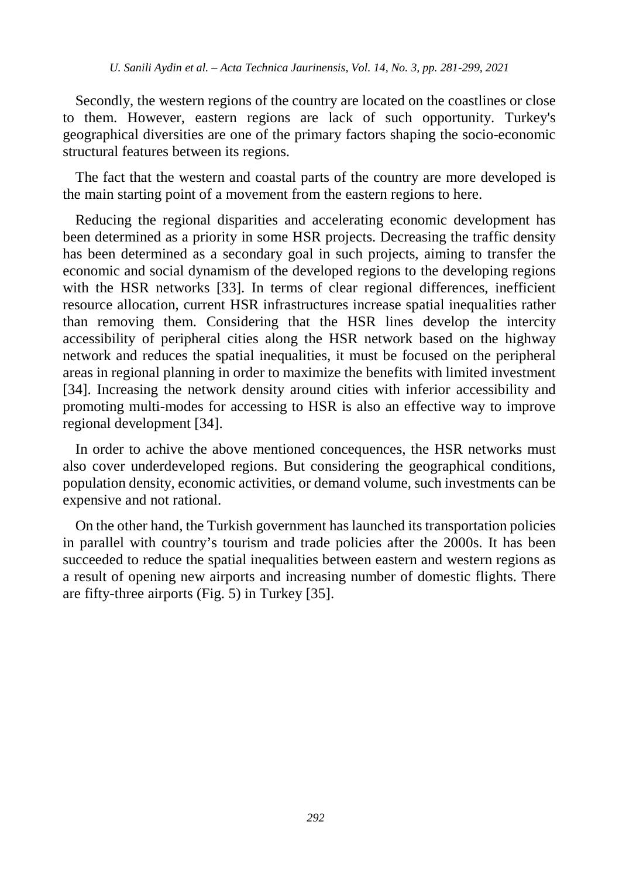Secondly, the western regions of the country are located on the coastlines or close to them. However, eastern regions are lack of such opportunity. Turkey's geographical diversities are one of the primary factors shaping the socio-economic structural features between its regions.

The fact that the western and coastal parts of the country are more developed is the main starting point of a movement from the eastern regions to here.

Reducing the regional disparities and accelerating economic development has been determined as a priority in some HSR projects. Decreasing the traffic density has been determined as a secondary goal in such projects, aiming to transfer the economic and social dynamism of the developed regions to the developing regions with the HSR networks [33]. In terms of clear regional differences, inefficient resource allocation, current HSR infrastructures increase spatial inequalities rather than removing them. Considering that the HSR lines develop the intercity accessibility of peripheral cities along the HSR network based on the highway network and reduces the spatial inequalities, it must be focused on the peripheral areas in regional planning in order to maximize the benefits with limited investment [34]. Increasing the network density around cities with inferior accessibility and promoting multi-modes for accessing to HSR is also an effective way to improve regional development [34].

In order to achive the above mentioned concequences, the HSR networks must also cover underdeveloped regions. But considering the geographical conditions, population density, economic activities, or demand volume, such investments can be expensive and not rational.

On the other hand, the Turkish government has launched its transportation policies in parallel with country's tourism and trade policies after the 2000s. It has been succeeded to reduce the spatial inequalities between eastern and western regions as a result of opening new airports and increasing number of domestic flights. There are fifty-three airports (Fig. 5) in Turkey [35].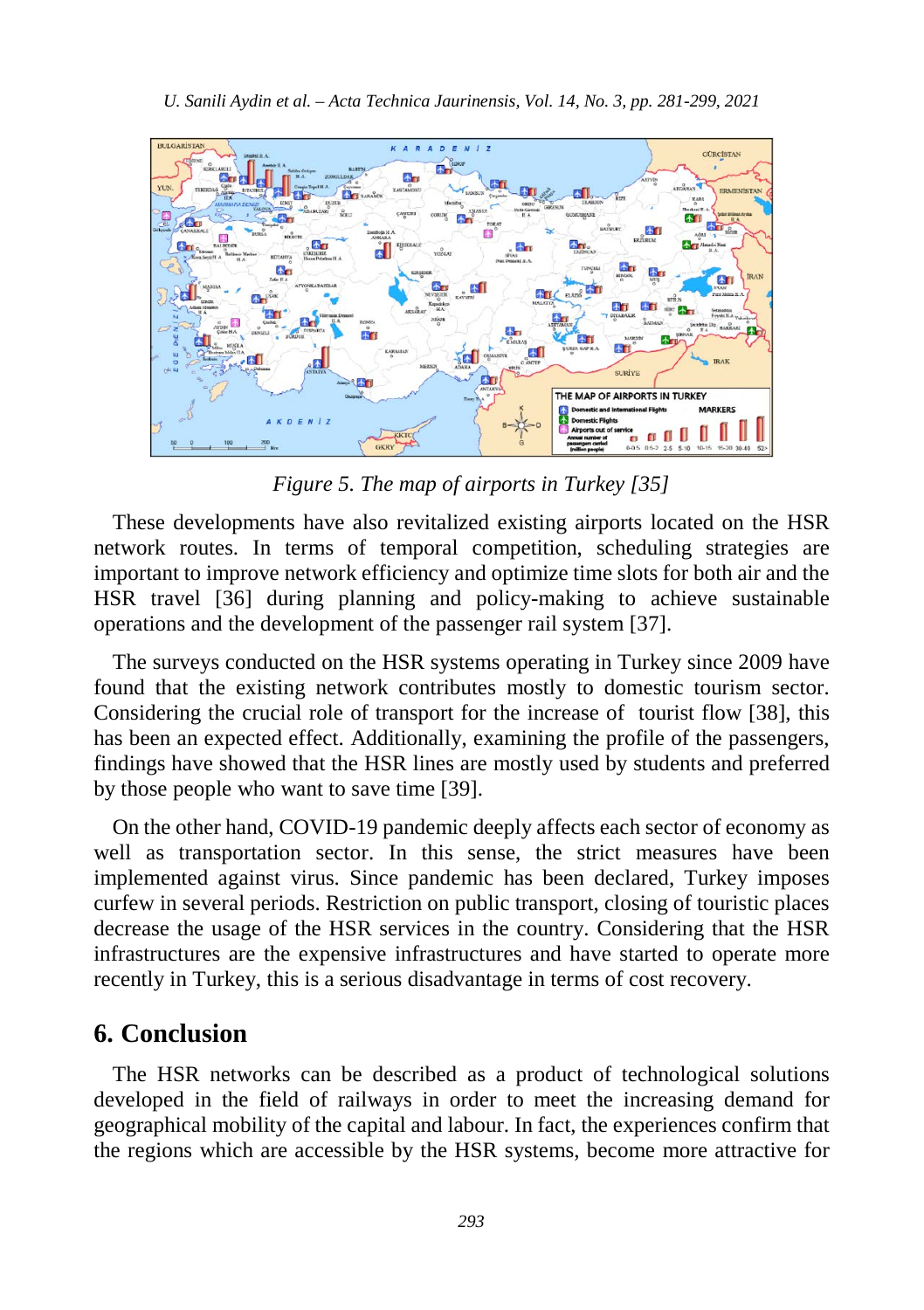*Figure 5. The map of airports in Turkey [35]*

These developments have also revitalized existing airports located on the HSR network routes. In terms of temporal competition, scheduling strategies are important to improve network efficiency and optimize time slots for both air and the HSR travel [36] during planning and policy-making to achieve sustainable operations and the development of the passenger rail system [37].

The surveys conducted on the HSR systems operating in Turkey since 2009 have found that the existing network contributes mostly to domestic tourism sector. Considering the crucial role of transport for the increase of tourist flow [38], this has been an expected effect. Additionally, examining the profile of the passengers, findings have showed that the HSR lines are mostly used by students and preferred by those people who want to save time [39].

On the other hand, COVID-19 pandemic deeply affects each sector of economy as well as transportation sector. In this sense, the strict measures have been implemented against virus. Since pandemic has been declared, Turkey imposes curfew in several periods. Restriction on public transport, closing of touristic places decrease the usage of the HSR services in the country. Considering that the HSR infrastructures are the expensive infrastructures and have started to operate more recently in Turkey, this is a serious disadvantage in terms of cost recovery.

## 6. Conclusion

The HSR networks can be described as a product of technological solutions developed in the field of railways in order to meet the increasing demand for geographical mobility of the capital and labour. In fact, the experiences confirm that the regions which are accessible by the HSR systems, become more attractive for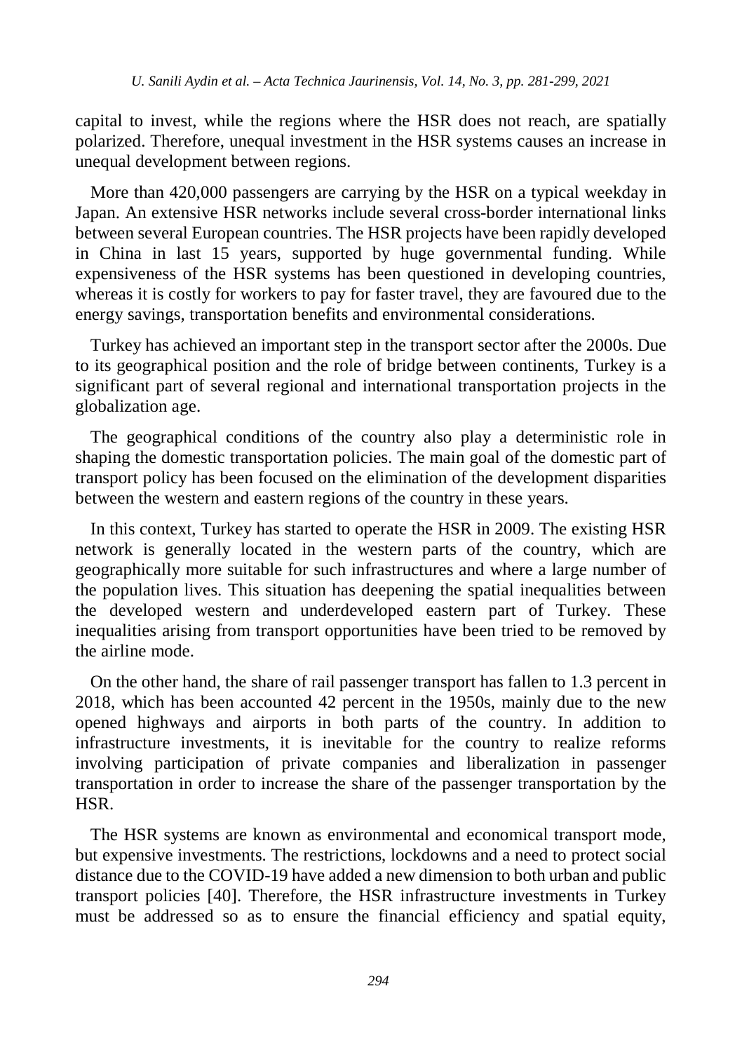capital to invest, while the regions where the HSR does not reach, are spatially polarized. Therefore, unequal investment in the HSR systems causes an increase in unequal development between regions.

More than 420,000 passengers are carrying by the HSR on a typical weekday in Japan. An extensive HSR networks include several cross-border international links between several European countries. The HSR projects have been rapidly developed in China in last 15 years, supported by huge governmental funding. While expensiveness of the HSR systems has been questioned in developing countries, whereas it is costly for workers to pay for faster travel, they are favoured due to the energy savings, transportation benefits and environmental considerations.

Turkey has achieved an important step in the transport sector after the 2000s. Due to its geographical position and the role of bridge between continents, Turkey is a significant part of several regional and international transportation projects in the globalization age.

The geographical conditions of the country also play a deterministic role in shaping the domestic transportation policies. The main goal of the domestic part of transport policy has been focused on the elimination of the development disparities between the western and eastern regions of the country in these years.

In this context, Turkey has started to operate the HSR in 2009. The existing HSR network is generally located in the western parts of the country, which are geographically more suitable for such infrastructures and where a large number of the population lives. This situation has deepening the spatial inequalities between the developed western and underdeveloped eastern part of Turkey. These inequalities arising from transport opportunities have been tried to be removed by the airline mode.

On the other hand, the share of rail passenger transport has fallen to 1.3 percent in 2018, which has been accounted 42 percent in the 1950s, mainly due to the new opened highways and airports in both parts of the country. In addition to infrastructure investments, it is inevitable for the country to realize reforms involving participation of private companies and liberalization in passenger transportation in order to increase the share of the passenger transportation by the HSR.

The HSR systems are known as environmental and economical transport mode, but expensive investments. The restrictions, lockdowns and a need to protect social distance due to the COVID-19 have added a new dimension to both urban and public transport policies [40]. Therefore, the HSR infrastructure investments in Turkey must be addressed so as to ensure the financial efficiency and spatial equity,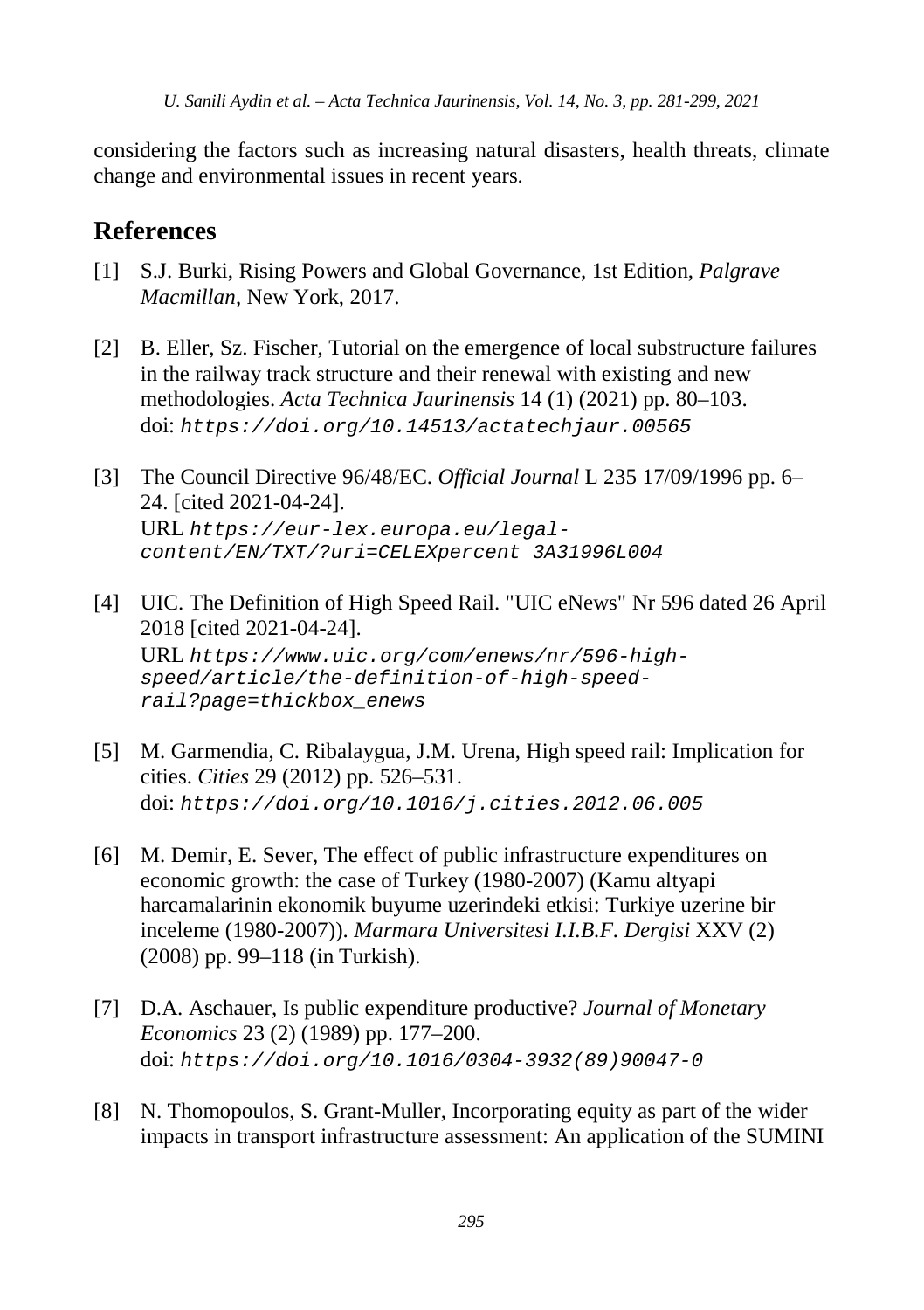considering the factors such as increasing natural disasters, health threats, climate change and environmental issues in recent years.

## References

[1] S.J. Burki, Rising Powers and Global Governance, 1st Edition, *Palgrave Macmillan*, New York, 2017.

[2] B. Eller, Sz. Fischer, Tutorial on the emergence of local substructure failures in the railway track structure and their renewal with existing and new methodologies. *Acta Technica Jaurinensis* 14 (1) (2021) pp. 80–103. doi: `https://doi.org/10.14513/actatechjaur.00565`

[3] The Council Directive 96/48/EC. *Official Journal* L 235 17/09/1996 pp. 6–24. [cited 2021-04-24]. URL `https://eur-lex.europa.eu/legal-content/EN/TXT/?uri=CELEXpercent 3A31996L004`

[4] UIC. The Definition of High Speed Rail. "UIC eNews" Nr 596 dated 26 April 2018 [cited 2021-04-24]. URL `https://www.uic.org/com/enews/nr/596-high-speed/article/the-definition-of-high-speed-rail?page=thickbox_enews`

[5] M. Garmendia, C. Ribalaygua, J.M. Urena, High speed rail: Implication for cities. *Cities* 29 (2012) pp. 526–531. doi: `https://doi.org/10.1016/j.cities.2012.06.005`

[6] M. Demir, E. Sever, The effect of public infrastructure expenditures on economic growth: the case of Turkey (1980-2007) (Kamu altyapi harcamalarinin ekonomik buyume uzerindeki etkisi: Turkiye uzerine bir inceleme (1980-2007)). *Marmara Universitesi I.I.B.F. Dergisi* XXV (2) (2008) pp. 99–118 (in Turkish).

[7] D.A. Aschauer, Is public expenditure productive? *Journal of Monetary Economics* 23 (2) (1989) pp. 177–200. doi: `https://doi.org/10.1016/0304-3932(89)90047-0`

[8] N. Thomopoulos, S. Grant-Muller, Incorporating equity as part of the wider impacts in transport infrastructure assessment: An application of the SUMINI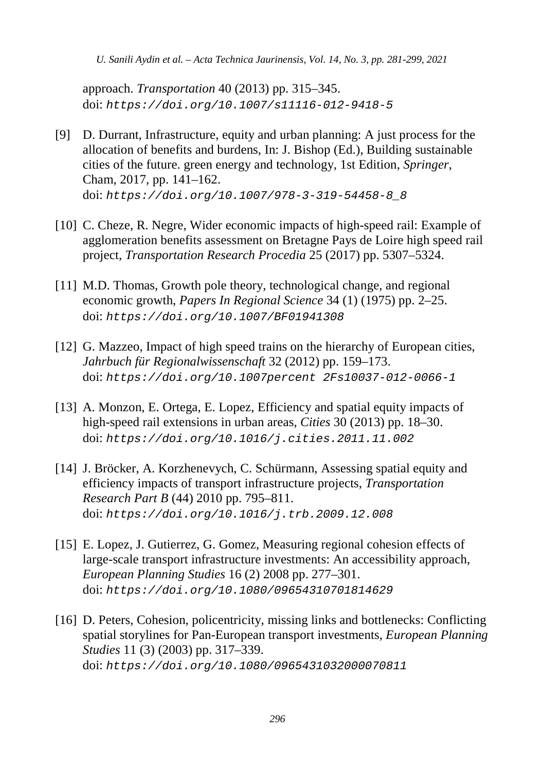approach. *Transportation* 40 (2013) pp. 315–345.
doi: `https://doi.org/10.1007/s11116-012-9418-5`

[9] D. Durrant, Infrastructure, equity and urban planning: A just process for the allocation of benefits and burdens, In: J. Bishop (Ed.), Building sustainable cities of the future. green energy and technology, 1st Edition, *Springer*, Cham, 2017, pp. 141–162.
doi: `https://doi.org/10.1007/978-3-319-54458-8_8`

[10] C. Cheze, R. Negre, Wider economic impacts of high-speed rail: Example of agglomeration benefits assessment on Bretagne Pays de Loire high speed rail project, *Transportation Research Procedia* 25 (2017) pp. 5307–5324.

[11] M.D. Thomas, Growth pole theory, technological change, and regional economic growth, *Papers In Regional Science* 34 (1) (1975) pp. 2–25.
doi: `https://doi.org/10.1007/BF01941308`

[12] G. Mazzeo, Impact of high speed trains on the hierarchy of European cities, *Jahrbuch für Regionalwissenschaft* 32 (2012) pp. 159–173.
doi: `https://doi.org/10.1007percent 2Fs10037-012-0066-1`

[13] A. Monzon, E. Ortega, E. Lopez, Efficiency and spatial equity impacts of high-speed rail extensions in urban areas, *Cities* 30 (2013) pp. 18–30.
doi: `https://doi.org/10.1016/j.cities.2011.11.002`

[14] J. Bröcker, A. Korzhenevych, C. Schürmann, Assessing spatial equity and efficiency impacts of transport infrastructure projects, *Transportation Research Part B* (44) 2010 pp. 795–811.
doi: `https://doi.org/10.1016/j.trb.2009.12.008`

[15] E. Lopez, J. Gutierrez, G. Gomez, Measuring regional cohesion effects of large-scale transport infrastructure investments: An accessibility approach, *European Planning Studies* 16 (2) 2008 pp. 277–301.
doi: `https://doi.org/10.1080/09654310701814629`

[16] D. Peters, Cohesion, policentricity, missing links and bottlenecks: Conflicting spatial storylines for Pan-European transport investments, *European Planning Studies* 11 (3) (2003) pp. 317–339.
doi: `https://doi.org/10.1080/0965431032000070811`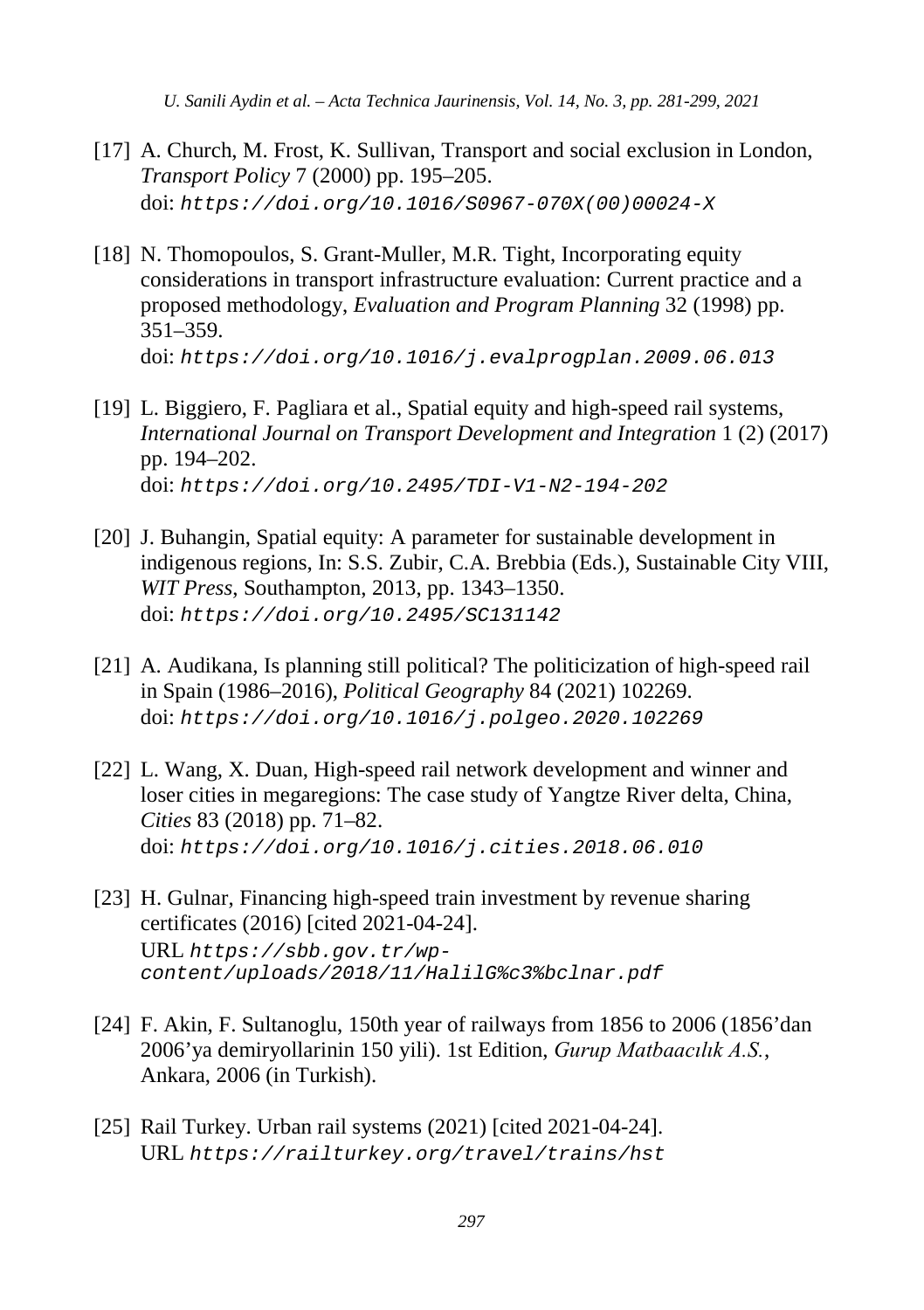[17] A. Church, M. Frost, K. Sullivan, Transport and social exclusion in London, *Transport Policy* 7 (2000) pp. 195–205.
doi: `https://doi.org/10.1016/S0967-070X(00)00024-X`

[18] N. Thomopoulos, S. Grant-Muller, M.R. Tight, Incorporating equity considerations in transport infrastructure evaluation: Current practice and a proposed methodology, *Evaluation and Program Planning* 32 (1998) pp. 351–359.
doi: `https://doi.org/10.1016/j.evalprogplan.2009.06.013`

[19] L. Biggiero, F. Pagliara et al., Spatial equity and high-speed rail systems, *International Journal on Transport Development and Integration* 1 (2) (2017) pp. 194–202.
doi: `https://doi.org/10.2495/TDI-V1-N2-194-202`

[20] J. Buhangin, Spatial equity: A parameter for sustainable development in indigenous regions, In: S.S. Zubir, C.A. Brebbia (Eds.), Sustainable City VIII, *WIT Press*, Southampton, 2013, pp. 1343–1350.
doi: `https://doi.org/10.2495/SC131142`

[21] A. Audikana, Is planning still political? The politicization of high-speed rail in Spain (1986–2016), *Political Geography* 84 (2021) 102269.
doi: `https://doi.org/10.1016/j.polgeo.2020.102269`

[22] L. Wang, X. Duan, High-speed rail network development and winner and loser cities in megaregions: The case study of Yangtze River delta, China, *Cities* 83 (2018) pp. 71–82.
doi: `https://doi.org/10.1016/j.cities.2018.06.010`

[23] H. Gulnar, Financing high-speed train investment by revenue sharing certificates (2016) [cited 2021-04-24].
URL `https://sbb.gov.tr/wp-content/uploads/2018/11/HalilG%c3%bclnar.pdf`

[24] F. Akin, F. Sultanoglu, 150th year of railways from 1856 to 2006 (1856’dan 2006’ya demiryollarinin 150 yili). 1st Edition, *Gurup Matbaacılık A.S.*, Ankara, 2006 (in Turkish).

[25] Rail Turkey. Urban rail systems (2021) [cited 2021-04-24].
URL `https://railturkey.org/travel/trains/hst`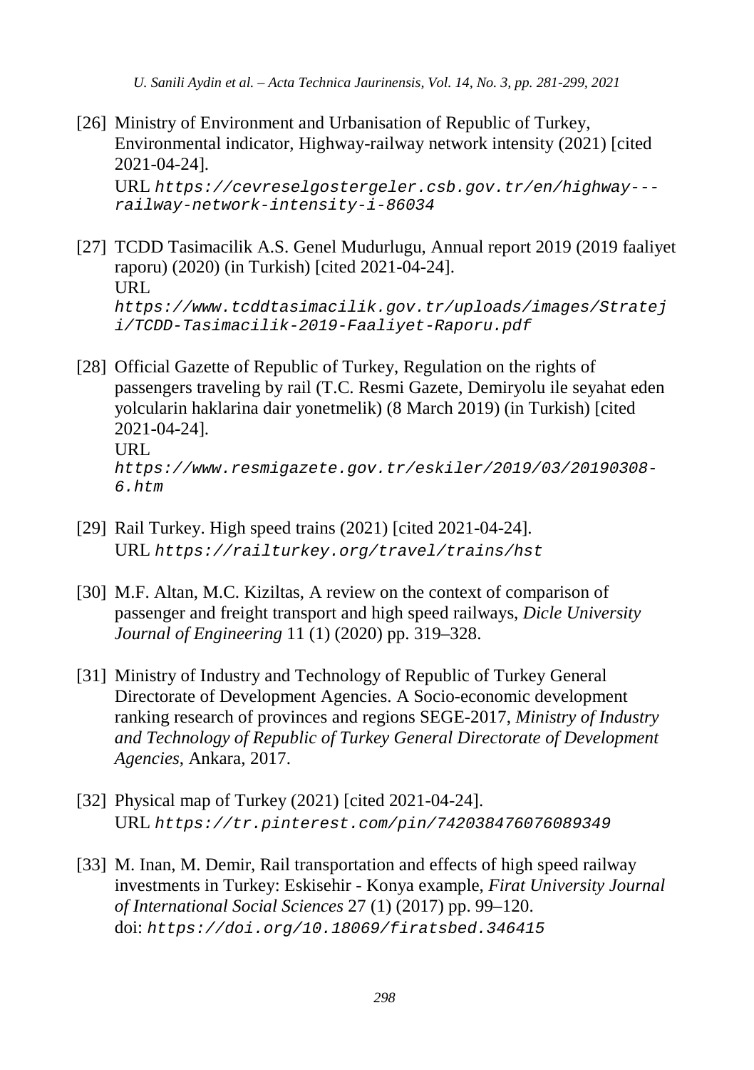[26] Ministry of Environment and Urbanisation of Republic of Turkey, Environmental indicator, Highway-railway network intensity (2021) [cited 2021-04-24].
URL `https://cevreselgostergeler.csb.gov.tr/en/highway---railway-network-intensity-i-86034`

[27] TCDD Tasimacilik A.S. Genel Mudurlugu, Annual report 2019 (2019 faaliyet raporu) (2020) (in Turkish) [cited 2021-04-24].
URL `https://www.tcddtasimacilik.gov.tr/uploads/images/Strateji/TCDD-Tasimacilik-2019-Faaliyet-Raporu.pdf`

[28] Official Gazette of Republic of Turkey, Regulation on the rights of passengers traveling by rail (T.C. Resmi Gazete, Demiryolu ile seyahat eden yolcularin haklarina dair yonetmelik) (8 March 2019) (in Turkish) [cited 2021-04-24].
URL `https://www.resmigazete.gov.tr/eskiler/2019/03/20190308-6.htm`

[29] Rail Turkey. High speed trains (2021) [cited 2021-04-24].
URL `https://railturkey.org/travel/trains/hst`

[30] M.F. Altan, M.C. Kiziltas, A review on the context of comparison of passenger and freight transport and high speed railways, *Dicle University Journal of Engineering* 11 (1) (2020) pp. 319–328.

[31] Ministry of Industry and Technology of Republic of Turkey General Directorate of Development Agencies. A Socio-economic development ranking research of provinces and regions SEGE-2017, *Ministry of Industry and Technology of Republic of Turkey General Directorate of Development Agencies*, Ankara, 2017.

[32] Physical map of Turkey (2021) [cited 2021-04-24].
URL `https://tr.pinterest.com/pin/742038476076089349`

[33] M. Inan, M. Demir, Rail transportation and effects of high speed railway investments in Turkey: Eskisehir - Konya example, *Firat University Journal of International Social Sciences* 27 (1) (2017) pp. 99–120.
doi: `https://doi.org/10.18069/firatsbed.346415`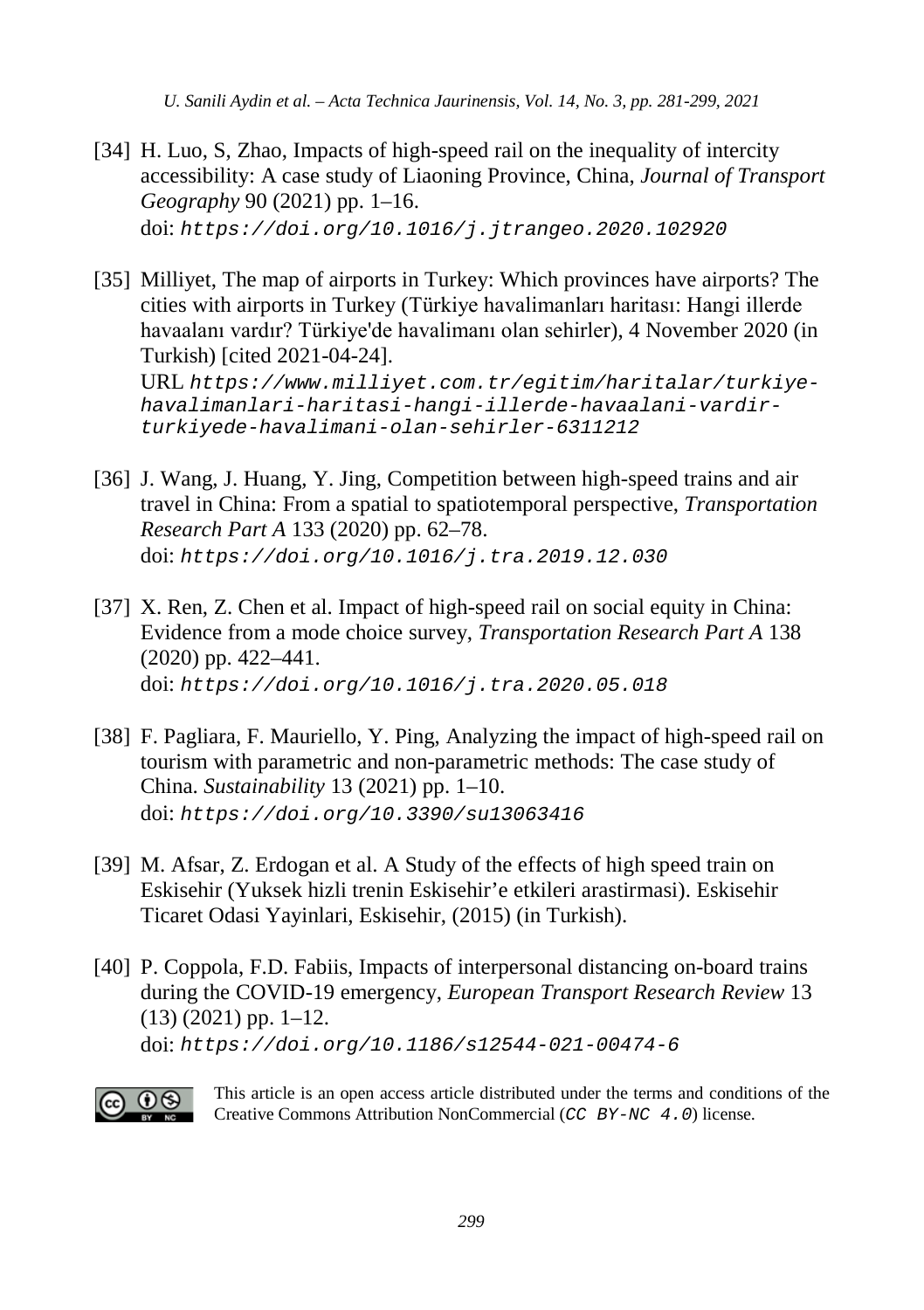[34] H. Luo, S, Zhao, Impacts of high-speed rail on the inequality of intercity accessibility: A case study of Liaoning Province, China, *Journal of Transport Geography* 90 (2021) pp. 1–16.
doi: `https://doi.org/10.1016/j.jtrangeo.2020.102920`

[35] Milliyet, The map of airports in Turkey: Which provinces have airports? The cities with airports in Turkey (Türkiye havalimanları haritası: Hangi illerde havaalanı vardır? Türkiye'de havalimanı olan sehirler), 4 November 2020 (in Turkish) [cited 2021-04-24].
URL *`https://www.milliyet.com.tr/egitim/haritalar/turkiye-havalimanlari-haritasi-hangi-illerde-havaalani-vardir-turkiyede-havalimani-olan-sehirler-6311212`*

[36] J. Wang, J. Huang, Y. Jing, Competition between high-speed trains and air travel in China: From a spatial to spatiotemporal perspective, *Transportation Research Part A* 133 (2020) pp. 62–78.
doi: `https://doi.org/10.1016/j.tra.2019.12.030`

[37] X. Ren, Z. Chen et al. Impact of high-speed rail on social equity in China: Evidence from a mode choice survey, *Transportation Research Part A* 138 (2020) pp. 422–441.
doi: `https://doi.org/10.1016/j.tra.2020.05.018`

[38] F. Pagliara, F. Mauriello, Y. Ping, Analyzing the impact of high-speed rail on tourism with parametric and non-parametric methods: The case study of China. *Sustainability* 13 (2021) pp. 1–10.
doi: `https://doi.org/10.3390/su13063416`

[39] M. Afsar, Z. Erdogan et al. A Study of the effects of high speed train on Eskisehir (Yuksek hizli trenin Eskisehir'e etkileri arastirmasi). Eskisehir Ticaret Odasi Yayinlari, Eskisehir, (2015) (in Turkish).

[40] P. Coppola, F.D. Fabiis, Impacts of interpersonal distancing on-board trains during the COVID-19 emergency, *European Transport Research Review* 13 (13) (2021) pp. 1–12.
doi: `https://doi.org/10.1186/s12544-021-00474-6`

This article is an open access article distributed under the terms and conditions of the Creative Commons Attribution NonCommercial (*`CC BY-NC 4.0`*) license.